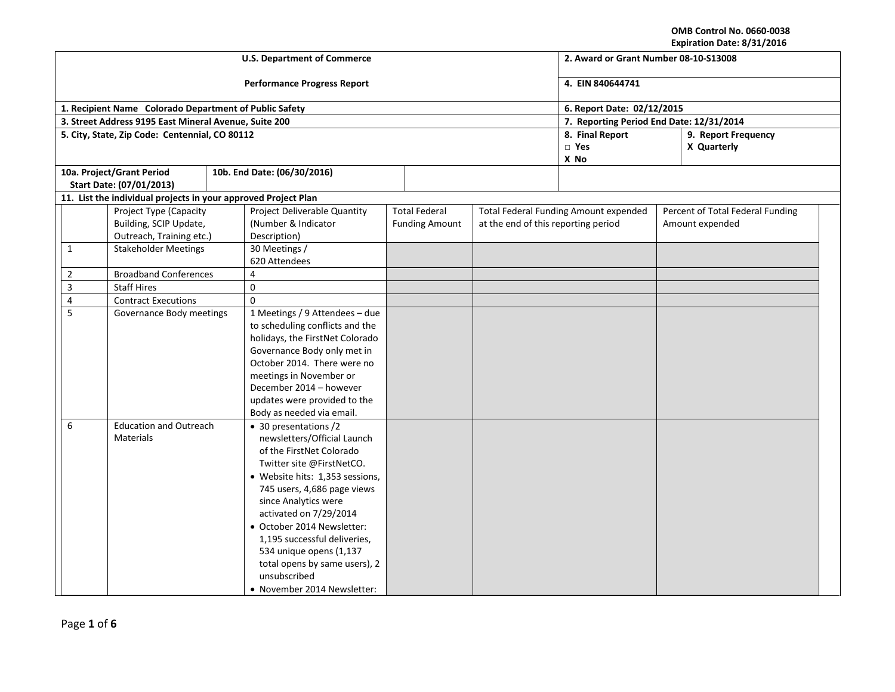OMB Control No. 0660-0038
Expiration Date: 8/31/2016

| U.S. Department of Commerce<br><br>Performance Progress Report | | 2. Award or Grant Number 08-10-S13008 | |
|---|---|---|---|
| | | 4. EIN 840644741 | |
| 1. Recipient Name Colorado Department of Public Safety | | 6. Report Date: 02/12/2015 | |
| 3. Street Address 9195 East Mineral Avenue, Suite 200 | | 7. Reporting Period End Date: 12/31/2014 | |
| 5. City, State, Zip Code: Centennial, CO 80112 | | 8. Final Report<br>□ Yes<br>X No | 9. Report Frequency<br>X Quarterly |
| 10a. Project/Grant Period<br>Start Date: (07/01/2013) | 10b. End Date: (06/30/2016) | | |

**11. List the individual projects in your approved Project Plan**

| | Project Type (Capacity Building, SCIP Update, Outreach, Training etc.) | Project Deliverable Quantity (Number & Indicator Description) | Total Federal Funding Amount | Total Federal Funding Amount expended at the end of this reporting period | Percent of Total Federal Funding Amount expended |
|---|---|---|---|---|---|
| 1 | Stakeholder Meetings | 30 Meetings / 620 Attendees | | | |
| 2 | Broadband Conferences | 4 | | | |
| 3 | Staff Hires | 0 | | | |
| 4 | Contract Executions | 0 | | | |
| 5 | Governance Body meetings | 1 Meetings / 9 Attendees – due to scheduling conflicts and the holidays, the FirstNet Colorado Governance Body only met in October 2014. There were no meetings in November or December 2014 – however updates were provided to the Body as needed via email. | | | |
| 6 | Education and Outreach Materials | • 30 presentations /2 newsletters/Official Launch of the FirstNet Colorado Twitter site @FirstNetCO.<br>• Website hits: 1,353 sessions, 745 users, 4,686 page views since Analytics were activated on 7/29/2014<br>• October 2014 Newsletter: 1,195 successful deliveries, 534 unique opens (1,137 total opens by same users), 2 unsubscribed<br>• November 2014 Newsletter: | | | |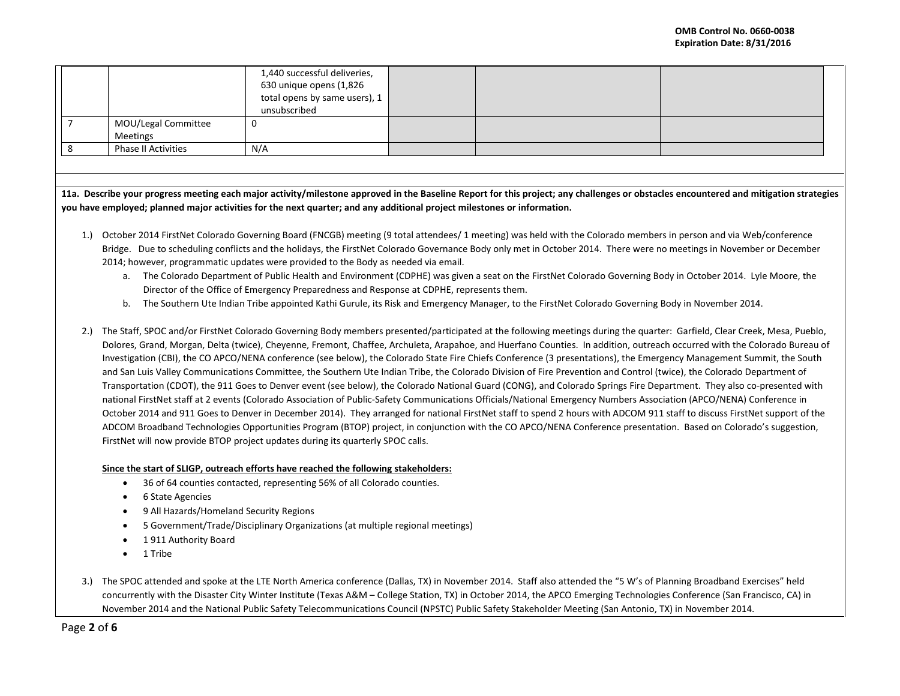| | | | | | |
|---|---|---|---|---|---|
| | | 1,440 successful deliveries, 630 unique opens (1,826 total opens by same users), 1 unsubscribed | | | |
| 7 | MOU/Legal Committee Meetings | 0 | | | |
| 8 | Phase II Activities | N/A | | | |

**11a. Describe your progress meeting each major activity/milestone approved in the Baseline Report for this project; any challenges or obstacles encountered and mitigation strategies you have employed; planned major activities for the next quarter; and any additional project milestones or information.**

1.) October 2014 FirstNet Colorado Governing Board (FNCGB) meeting (9 total attendees/ 1 meeting) was held with the Colorado members in person and via Web/conference Bridge. Due to scheduling conflicts and the holidays, the FirstNet Colorado Governance Body only met in October 2014. There were no meetings in November or December 2014; however, programmatic updates were provided to the Body as needed via email.

   a. The Colorado Department of Public Health and Environment (CDPHE) was given a seat on the FirstNet Colorado Governing Body in October 2014. Lyle Moore, the Director of the Office of Emergency Preparedness and Response at CDPHE, represents them.

   b. The Southern Ute Indian Tribe appointed Kathi Gurule, its Risk and Emergency Manager, to the FirstNet Colorado Governing Body in November 2014.

2.) The Staff, SPOC and/or FirstNet Colorado Governing Body members presented/participated at the following meetings during the quarter: Garfield, Clear Creek, Mesa, Pueblo, Dolores, Grand, Morgan, Delta (twice), Cheyenne, Fremont, Chaffee, Archuleta, Arapahoe, and Huerfano Counties. In addition, outreach occurred with the Colorado Bureau of Investigation (CBI), the CO APCO/NENA conference (see below), the Colorado State Fire Chiefs Conference (3 presentations), the Emergency Management Summit, the South and San Luis Valley Communications Committee, the Southern Ute Indian Tribe, the Colorado Division of Fire Prevention and Control (twice), the Colorado Department of Transportation (CDOT), the 911 Goes to Denver event (see below), the Colorado National Guard (CONG), and Colorado Springs Fire Department. They also co-presented with national FirstNet staff at 2 events (Colorado Association of Public-Safety Communications Officials/National Emergency Numbers Association (APCO/NENA) Conference in October 2014 and 911 Goes to Denver in December 2014). They arranged for national FirstNet staff to spend 2 hours with ADCOM 911 staff to discuss FirstNet support of the ADCOM Broadband Technologies Opportunities Program (BTOP) project, in conjunction with the CO APCO/NENA Conference presentation. Based on Colorado's suggestion, FirstNet will now provide BTOP project updates during its quarterly SPOC calls.

   **<u>Since the start of SLIGP, outreach efforts have reached the following stakeholders:</u>**

   - 36 of 64 counties contacted, representing 56% of all Colorado counties.
   - 6 State Agencies
   - 9 All Hazards/Homeland Security Regions
   - 5 Government/Trade/Disciplinary Organizations (at multiple regional meetings)
   - 1 911 Authority Board
   - 1 Tribe

3.) The SPOC attended and spoke at the LTE North America conference (Dallas, TX) in November 2014. Staff also attended the "5 W's of Planning Broadband Exercises" held concurrently with the Disaster City Winter Institute (Texas A&M – College Station, TX) in October 2014, the APCO Emerging Technologies Conference (San Francisco, CA) in November 2014 and the National Public Safety Telecommunications Council (NPSTC) Public Safety Stakeholder Meeting (San Antonio, TX) in November 2014.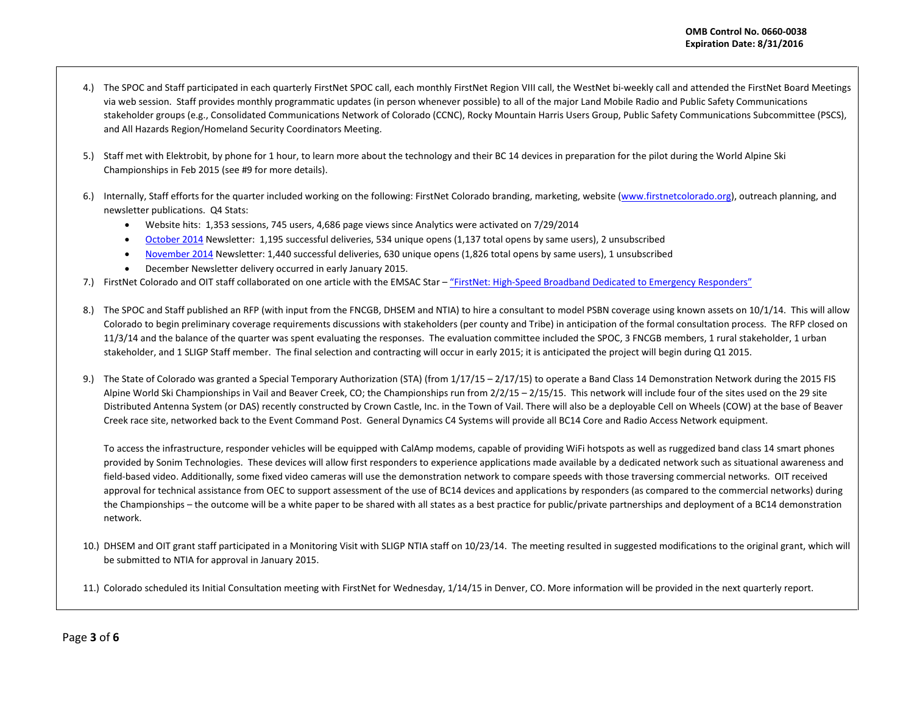4.) The SPOC and Staff participated in each quarterly FirstNet SPOC call, each monthly FirstNet Region VIII call, the WestNet bi-weekly call and attended the FirstNet Board Meetings via web session. Staff provides monthly programmatic updates (in person whenever possible) to all of the major Land Mobile Radio and Public Safety Communications stakeholder groups (e.g., Consolidated Communications Network of Colorado (CCNC), Rocky Mountain Harris Users Group, Public Safety Communications Subcommittee (PSCS), and All Hazards Region/Homeland Security Coordinators Meeting.

5.) Staff met with Elektrobit, by phone for 1 hour, to learn more about the technology and their BC 14 devices in preparation for the pilot during the World Alpine Ski Championships in Feb 2015 (see #9 for more details).

6.) Internally, Staff efforts for the quarter included working on the following: FirstNet Colorado branding, marketing, website (www.firstnetcolorado.org), outreach planning, and newsletter publications. Q4 Stats:

- Website hits: 1,353 sessions, 745 users, 4,686 page views since Analytics were activated on 7/29/2014
- October 2014 Newsletter: 1,195 successful deliveries, 534 unique opens (1,137 total opens by same users), 2 unsubscribed
- November 2014 Newsletter: 1,440 successful deliveries, 630 unique opens (1,826 total opens by same users), 1 unsubscribed
- December Newsletter delivery occurred in early January 2015.

7.) FirstNet Colorado and OIT staff collaborated on one article with the EMSAC Star – "FirstNet: High-Speed Broadband Dedicated to Emergency Responders"

8.) The SPOC and Staff published an RFP (with input from the FNCGB, DHSEM and NTIA) to hire a consultant to model PSBN coverage using known assets on 10/1/14. This will allow Colorado to begin preliminary coverage requirements discussions with stakeholders (per county and Tribe) in anticipation of the formal consultation process. The RFP closed on 11/3/14 and the balance of the quarter was spent evaluating the responses. The evaluation committee included the SPOC, 3 FNCGB members, 1 rural stakeholder, 1 urban stakeholder, and 1 SLIGP Staff member. The final selection and contracting will occur in early 2015; it is anticipated the project will begin during Q1 2015.

9.) The State of Colorado was granted a Special Temporary Authorization (STA) (from 1/17/15 – 2/17/15) to operate a Band Class 14 Demonstration Network during the 2015 FIS Alpine World Ski Championships in Vail and Beaver Creek, CO; the Championships run from 2/2/15 – 2/15/15. This network will include four of the sites used on the 29 site Distributed Antenna System (or DAS) recently constructed by Crown Castle, Inc. in the Town of Vail. There will also be a deployable Cell on Wheels (COW) at the base of Beaver Creek race site, networked back to the Event Command Post. General Dynamics C4 Systems will provide all BC14 Core and Radio Access Network equipment.

To access the infrastructure, responder vehicles will be equipped with CalAmp modems, capable of providing WiFi hotspots as well as ruggedized band class 14 smart phones provided by Sonim Technologies. These devices will allow first responders to experience applications made available by a dedicated network such as situational awareness and field-based video. Additionally, some fixed video cameras will use the demonstration network to compare speeds with those traversing commercial networks. OIT received approval for technical assistance from OEC to support assessment of the use of BC14 devices and applications by responders (as compared to the commercial networks) during the Championships – the outcome will be a white paper to be shared with all states as a best practice for public/private partnerships and deployment of a BC14 demonstration network.

10.) DHSEM and OIT grant staff participated in a Monitoring Visit with SLIGP NTIA staff on 10/23/14. The meeting resulted in suggested modifications to the original grant, which will be submitted to NTIA for approval in January 2015.

11.) Colorado scheduled its Initial Consultation meeting with FirstNet for Wednesday, 1/14/15 in Denver, CO. More information will be provided in the next quarterly report.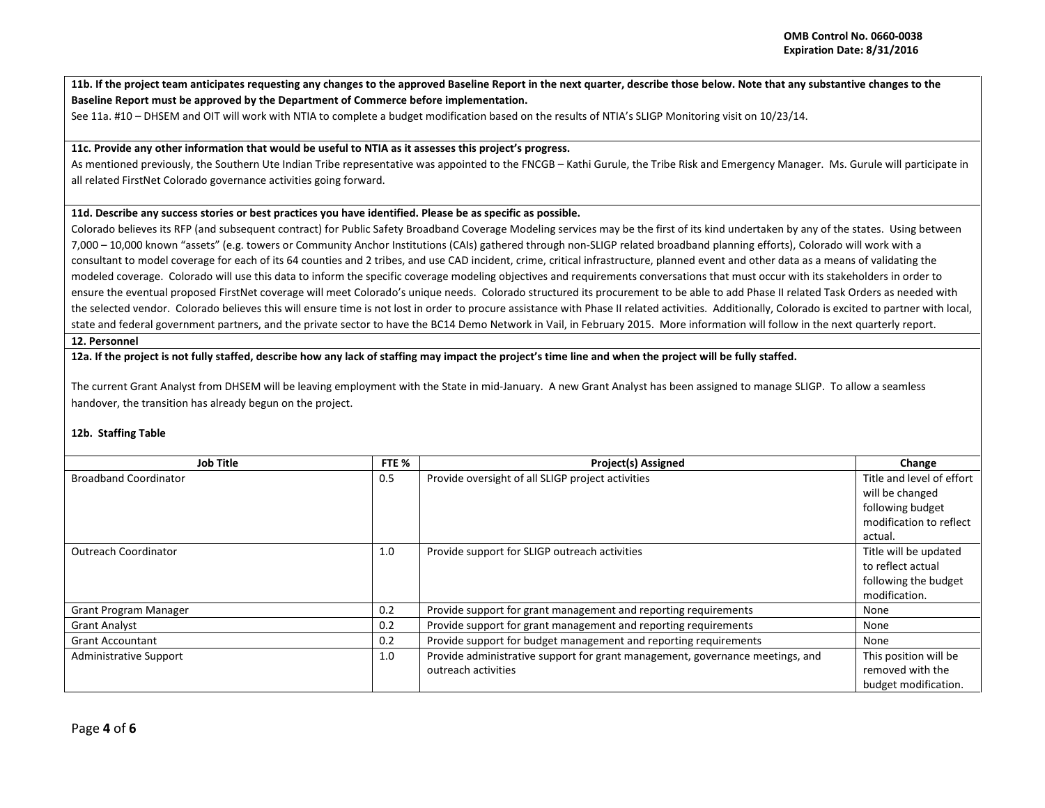**11b. If the project team anticipates requesting any changes to the approved Baseline Report in the next quarter, describe those below. Note that any substantive changes to the Baseline Report must be approved by the Department of Commerce before implementation.**

See 11a. #10 – DHSEM and OIT will work with NTIA to complete a budget modification based on the results of NTIA's SLIGP Monitoring visit on 10/23/14.

**11c. Provide any other information that would be useful to NTIA as it assesses this project's progress.**

As mentioned previously, the Southern Ute Indian Tribe representative was appointed to the FNCGB – Kathi Gurule, the Tribe Risk and Emergency Manager. Ms. Gurule will participate in all related FirstNet Colorado governance activities going forward.

**11d. Describe any success stories or best practices you have identified. Please be as specific as possible.**

Colorado believes its RFP (and subsequent contract) for Public Safety Broadband Coverage Modeling services may be the first of its kind undertaken by any of the states. Using between 7,000 – 10,000 known "assets" (e.g. towers or Community Anchor Institutions (CAIs) gathered through non-SLIGP related broadband planning efforts), Colorado will work with a consultant to model coverage for each of its 64 counties and 2 tribes, and use CAD incident, crime, critical infrastructure, planned event and other data as a means of validating the modeled coverage. Colorado will use this data to inform the specific coverage modeling objectives and requirements conversations that must occur with its stakeholders in order to ensure the eventual proposed FirstNet coverage will meet Colorado's unique needs. Colorado structured its procurement to be able to add Phase II related Task Orders as needed with the selected vendor. Colorado believes this will ensure time is not lost in order to procure assistance with Phase II related activities. Additionally, Colorado is excited to partner with local, state and federal government partners, and the private sector to have the BC14 Demo Network in Vail, in February 2015. More information will follow in the next quarterly report.

**12. Personnel**

**12a. If the project is not fully staffed, describe how any lack of staffing may impact the project's time line and when the project will be fully staffed.**

The current Grant Analyst from DHSEM will be leaving employment with the State in mid-January. A new Grant Analyst has been assigned to manage SLIGP. To allow a seamless handover, the transition has already begun on the project.

**12b. Staffing Table**

| Job Title | FTE % | Project(s) Assigned | Change |
|---|---|---|---|
| Broadband Coordinator | 0.5 | Provide oversight of all SLIGP project activities | Title and level of effort will be changed following budget modification to reflect actual. |
| Outreach Coordinator | 1.0 | Provide support for SLIGP outreach activities | Title will be updated to reflect actual following the budget modification. |
| Grant Program Manager | 0.2 | Provide support for grant management and reporting requirements | None |
| Grant Analyst | 0.2 | Provide support for grant management and reporting requirements | None |
| Grant Accountant | 0.2 | Provide support for budget management and reporting requirements | None |
| Administrative Support | 1.0 | Provide administrative support for grant management, governance meetings, and outreach activities | This position will be removed with the budget modification. |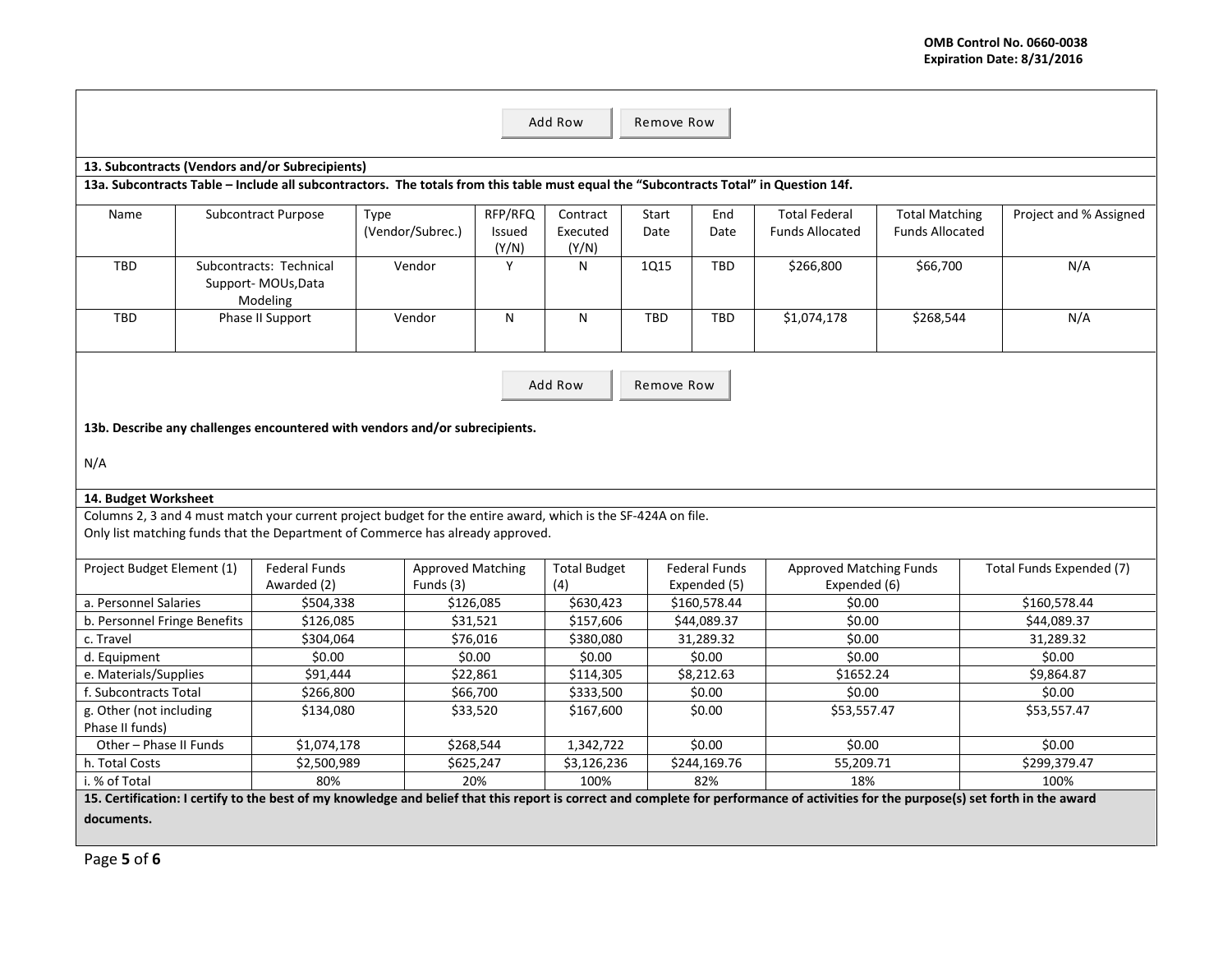Add Row | Remove Row

**13. Subcontracts (Vendors and/or Subrecipients)**

**13a. Subcontracts Table – Include all subcontractors. The totals from this table must equal the "Subcontracts Total" in Question 14f.**

| Name | Subcontract Purpose | Type (Vendor/Subrec.) | RFP/RFQ Issued (Y/N) | Contract Executed (Y/N) | Start Date | End Date | Total Federal Funds Allocated | Total Matching Funds Allocated | Project and % Assigned |
|---|---|---|---|---|---|---|---|---|---|
| TBD | Subcontracts: Technical Support- MOUs,Data Modeling | Vendor | Y | N | 1Q15 | TBD | $266,800 | $66,700 | N/A |
| TBD | Phase II Support | Vendor | N | N | TBD | TBD | $1,074,178 | $268,544 | N/A |

Add Row | Remove Row

**13b. Describe any challenges encountered with vendors and/or subrecipients.**

N/A

**14. Budget Worksheet**

Columns 2, 3 and 4 must match your current project budget for the entire award, which is the SF-424A on file.
Only list matching funds that the Department of Commerce has already approved.

| Project Budget Element (1) | Federal Funds Awarded (2) | Approved Matching Funds (3) | Total Budget (4) | Federal Funds Expended (5) | Approved Matching Funds Expended (6) | Total Funds Expended (7) |
|---|---|---|---|---|---|---|
| a. Personnel Salaries | $504,338 | $126,085 | $630,423 | $160,578.44 | $0.00 | $160,578.44 |
| b. Personnel Fringe Benefits | $126,085 | $31,521 | $157,606 | $44,089.37 | $0.00 | $44,089.37 |
| c. Travel | $304,064 | $76,016 | $380,080 | 31,289.32 | $0.00 | 31,289.32 |
| d. Equipment | $0.00 | $0.00 | $0.00 | $0.00 | $0.00 | $0.00 |
| e. Materials/Supplies | $91,444 | $22,861 | $114,305 | $8,212.63 | $1652.24 | $9,864.87 |
| f. Subcontracts Total | $266,800 | $66,700 | $333,500 | $0.00 | $0.00 | $0.00 |
| g. Other (not including Phase II funds) | $134,080 | $33,520 | $167,600 | $0.00 | $53,557.47 | $53,557.47 |
| Other – Phase II Funds | $1,074,178 | $268,544 | 1,342,722 | $0.00 | $0.00 | $0.00 |
| h. Total Costs | $2,500,989 | $625,247 | $3,126,236 | $244,169.76 | 55,209.71 | $299,379.47 |
| i. % of Total | 80% | 20% | 100% | 82% | 18% | 100% |

**15. Certification: I certify to the best of my knowledge and belief that this report is correct and complete for performance of activities for the purpose(s) set forth in the award documents.**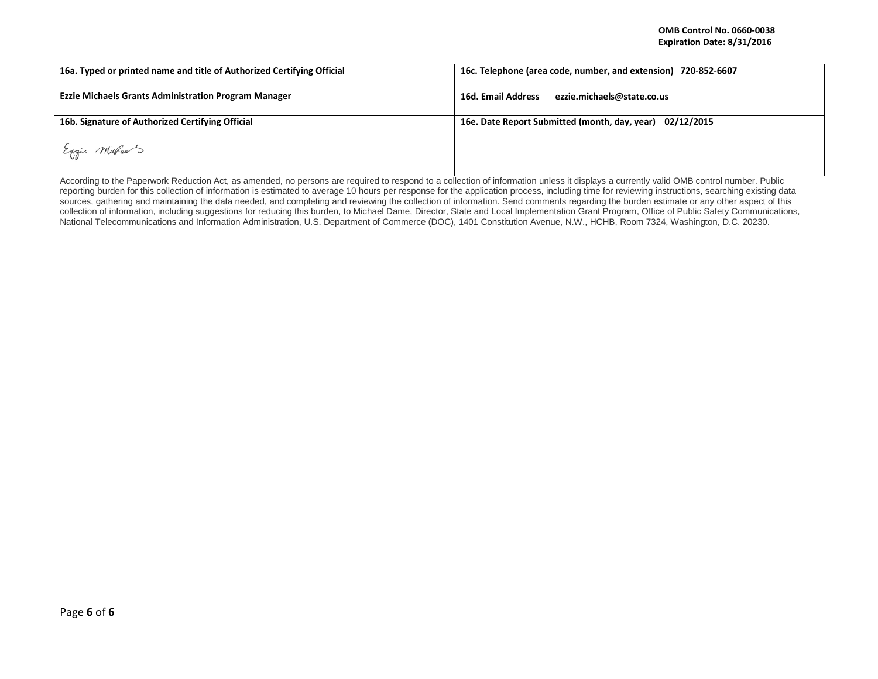OMB Control No. 0660-0038
Expiration Date: 8/31/2016

| | |
|---|---|
| **16a. Typed or printed name and title of Authorized Certifying Official**<br><br>**Ezzie Michaels Grants Administration Program Manager** | **16c. Telephone (area code, number, and extension) 720-852-6607** |
| | **16d. Email Address ezzie.michaels@state.co.us** |
| **16b. Signature of Authorized Certifying Official**<br><br>Ezzie Michaels | **16e. Date Report Submitted (month, day, year) 02/12/2015** |

According to the Paperwork Reduction Act, as amended, no persons are required to respond to a collection of information unless it displays a currently valid OMB control number. Public reporting burden for this collection of information is estimated to average 10 hours per response for the application process, including time for reviewing instructions, searching existing data sources, gathering and maintaining the data needed, and completing and reviewing the collection of information. Send comments regarding the burden estimate or any other aspect of this collection of information, including suggestions for reducing this burden, to Michael Dame, Director, State and Local Implementation Grant Program, Office of Public Safety Communications, National Telecommunications and Information Administration, U.S. Department of Commerce (DOC), 1401 Constitution Avenue, N.W., HCHB, Room 7324, Washington, D.C. 20230.